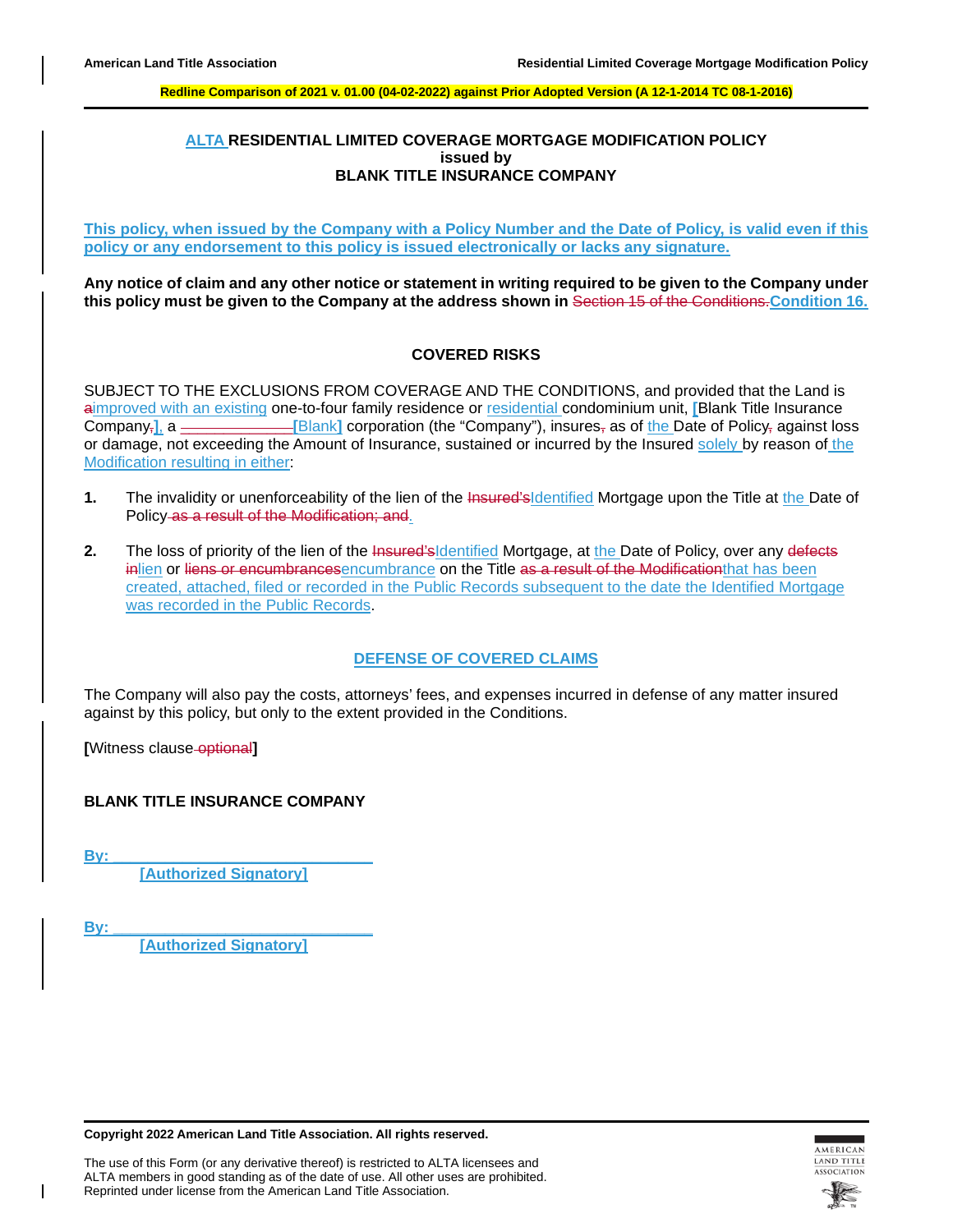# ALTA RESIDENTIAL LIMITED COVERAGE MORTGAGE MODIFICATION POLICY
## issued by
## BLANK TITLE INSURANCE COMPANY

**This policy, when issued by the Company with a Policy Number and the Date of Policy, is valid even if this policy or any endorsement to this policy is issued electronically or lacks any signature.**

**Any notice of claim and any other notice or statement in writing required to be given to the Company under this policy must be given to the Company at the address shown in ~~Section 15 of the Conditions.~~Condition 16.**

### COVERED RISKS

SUBJECT TO THE EXCLUSIONS FROM COVERAGE AND THE CONDITIONS, and provided that the Land is ~~a~~improved with an existing one-to-four family residence or residential condominium unit, [Blank Title Insurance Company~~,~~]. a ~~_____________~~[Blank] corporation (the "Company"), insures~~,~~ as of the Date of Policy~~,~~ against loss or damage, not exceeding the Amount of Insurance, sustained or incurred by the Insured solely by reason of the Modification resulting in either:

**1.** The invalidity or unenforceability of the lien of the ~~Insured's~~Identified Mortgage upon the Title at the Date of Policy~~ as a result of the Modification; and~~.

**2.** The loss of priority of the lien of the ~~Insured's~~Identified Mortgage, at the Date of Policy, over any ~~defects in~~lien or ~~liens or encumbrances~~encumbrance on the Title ~~as a result of the Modification~~that has been created, attached, filed or recorded in the Public Records subsequent to the date the Identified Mortgage was recorded in the Public Records.

### DEFENSE OF COVERED CLAIMS

The Company will also pay the costs, attorneys' fees, and expenses incurred in defense of any matter insured against by this policy, but only to the extent provided in the Conditions.

**[**Witness clause~~ optional~~**]**

**BLANK TITLE INSURANCE COMPANY**

**By: ______________________________**
**[Authorized Signatory]**

**By: ______________________________**
**[Authorized Signatory]**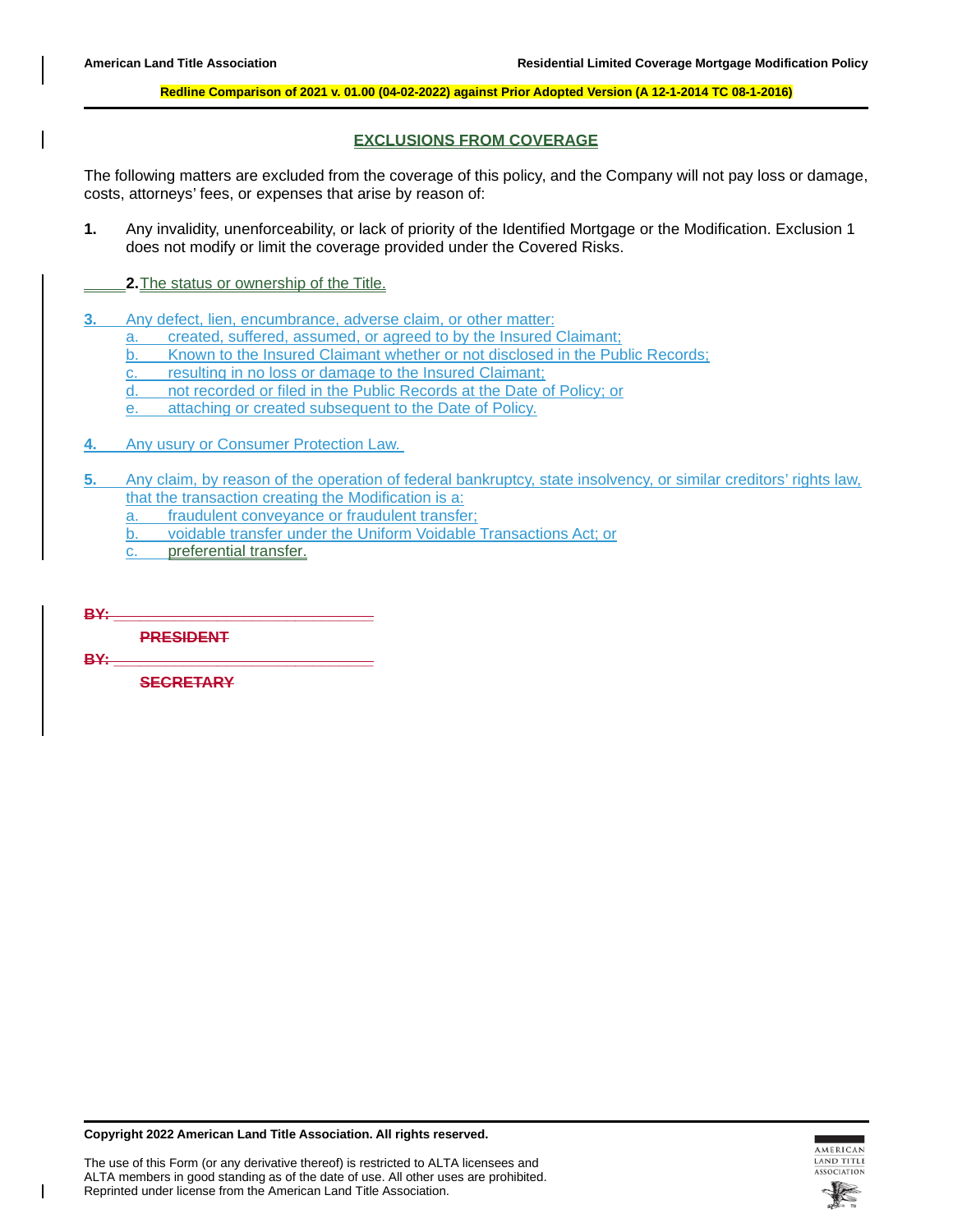## EXCLUSIONS FROM COVERAGE

The following matters are excluded from the coverage of this policy, and the Company will not pay loss or damage, costs, attorneys' fees, or expenses that arise by reason of:

**1.** Any invalidity, unenforceability, or lack of priority of the Identified Mortgage or the Modification. Exclusion 1 does not modify or limit the coverage provided under the Covered Risks.

**2.** The status or ownership of the Title.

**3.** Any defect, lien, encumbrance, adverse claim, or other matter:
   a. created, suffered, assumed, or agreed to by the Insured Claimant;
   b. Known to the Insured Claimant whether or not disclosed in the Public Records;
   c. resulting in no loss or damage to the Insured Claimant;
   d. not recorded or filed in the Public Records at the Date of Policy; or
   e. attaching or created subsequent to the Date of Policy.

**4.** Any usury or Consumer Protection Law.

**5.** Any claim, by reason of the operation of federal bankruptcy, state insolvency, or similar creditors' rights law, that the transaction creating the Modification is a:
   a. fraudulent conveyance or fraudulent transfer;
   b. voidable transfer under the Uniform Voidable Transactions Act; or
   c. preferential transfer.

~~BY: ______________________________~~

~~PRESIDENT~~

~~BY: ______________________________~~

~~SECRETARY~~

**Copyright 2022 American Land Title Association. All rights reserved.**

The use of this Form (or any derivative thereof) is restricted to ALTA licensees and ALTA members in good standing as of the date of use. All other uses are prohibited. Reprinted under license from the American Land Title Association.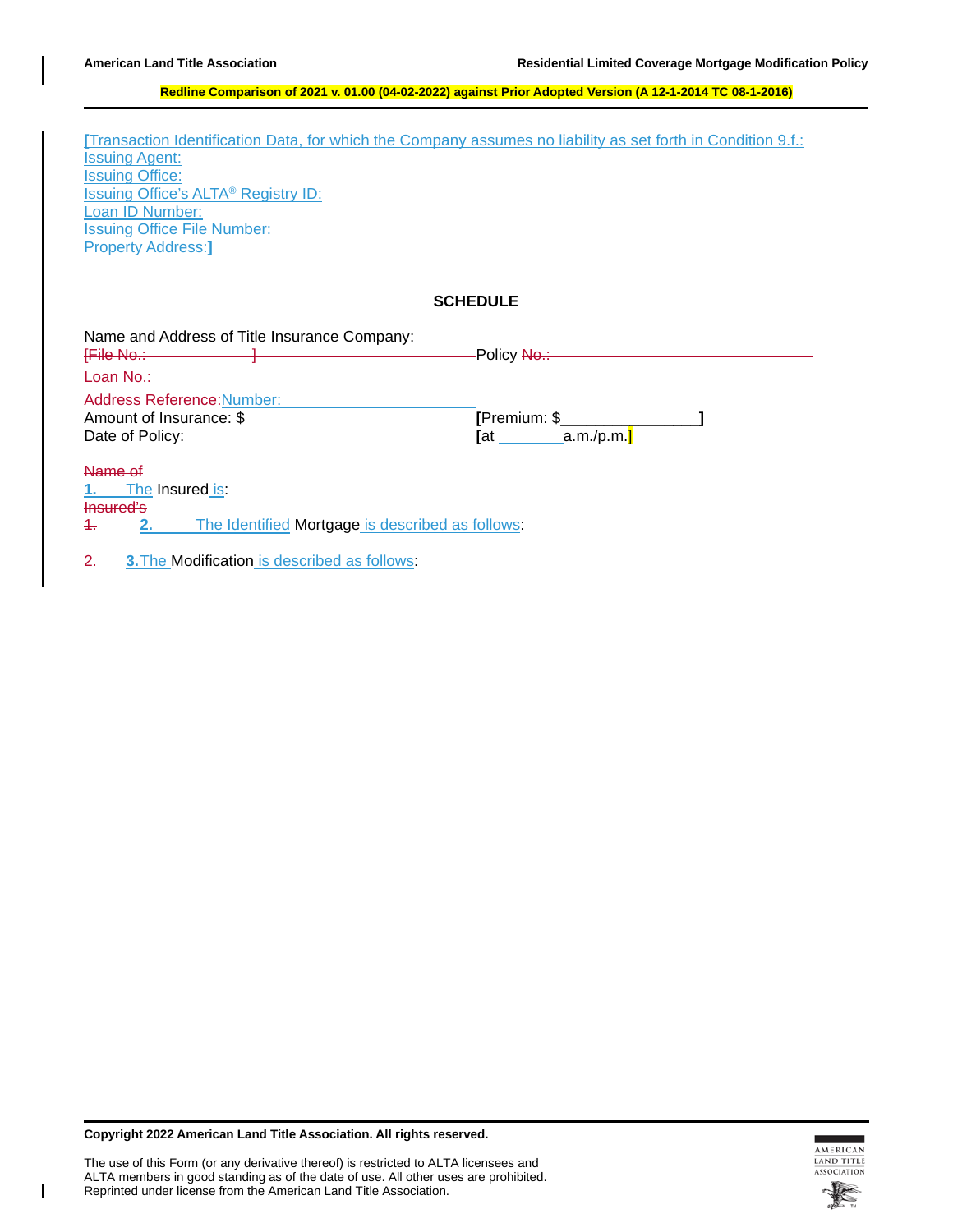[Transaction Identification Data, for which the Company assumes no liability as set forth in Condition 9.f.:
Issuing Agent:
Issuing Office:
Issuing Office's ALTA® Registry ID:
Loan ID Number:
Issuing Office File Number:
Property Address:]

## SCHEDULE

Name and Address of Title Insurance Company:

[File No.: ] Policy No.:

Loan No.:

Address Reference:Number:

Amount of Insurance: $ [Premium: $ ]

Date of Policy: [at a.m./p.m.]

Name of

1. The Insured is:

Insured's

1. 2. The Identified Mortgage is described as follows:

2. 3. The Modification is described as follows: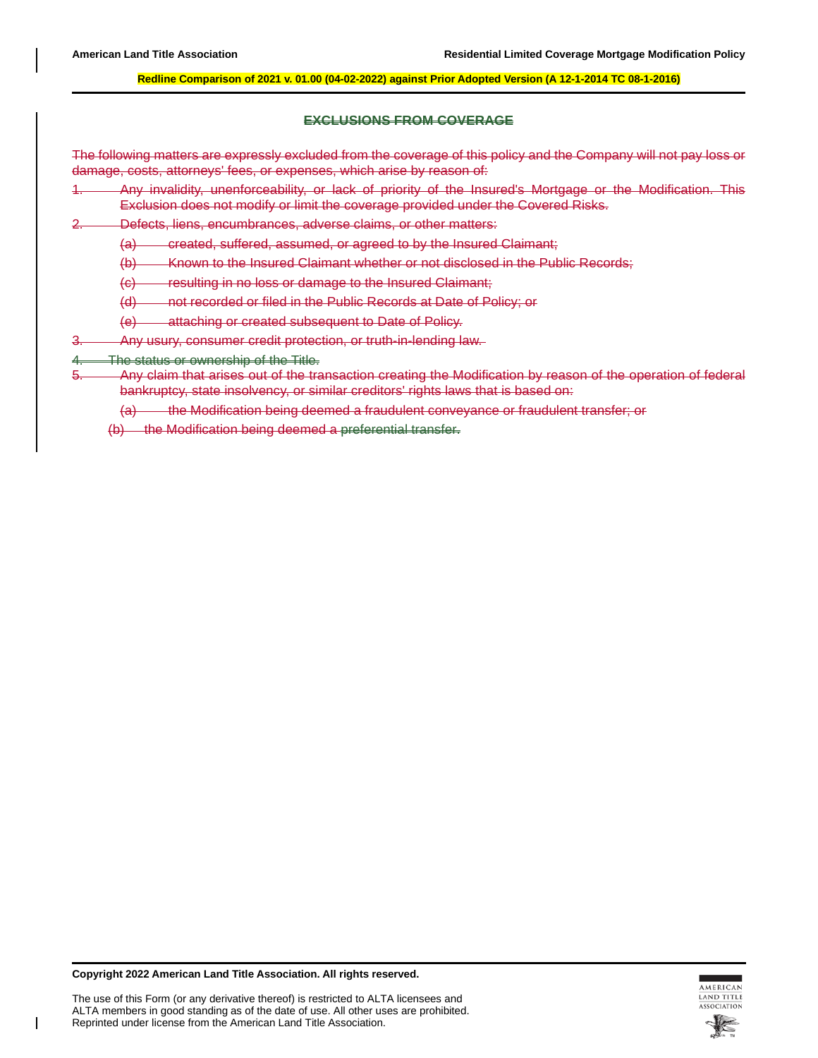## ~~EXCLUSIONS FROM COVERAGE~~

~~The following matters are expressly excluded from the coverage of this policy and the Company will not pay loss or damage, costs, attorneys' fees, or expenses, which arise by reason of:~~

~~1. Any invalidity, unenforceability, or lack of priority of the Insured's Mortgage or the Modification. This Exclusion does not modify or limit the coverage provided under the Covered Risks.~~

~~2. Defects, liens, encumbrances, adverse claims, or other matters:~~

   ~~(a) created, suffered, assumed, or agreed to by the Insured Claimant;~~

   ~~(b) Known to the Insured Claimant whether or not disclosed in the Public Records;~~

   ~~(c) resulting in no loss or damage to the Insured Claimant;~~

   ~~(d) not recorded or filed in the Public Records at Date of Policy; or~~

   ~~(e) attaching or created subsequent to Date of Policy.~~

~~3. Any usury, consumer credit protection, or truth-in-lending law.~~

~~4. The status or ownership of the Title.~~

~~5. Any claim that arises out of the transaction creating the Modification by reason of the operation of federal bankruptcy, state insolvency, or similar creditors' rights laws that is based on:~~

   ~~(a) the Modification being deemed a fraudulent conveyance or fraudulent transfer; or~~

   ~~(b) the Modification being deemed a preferential transfer.~~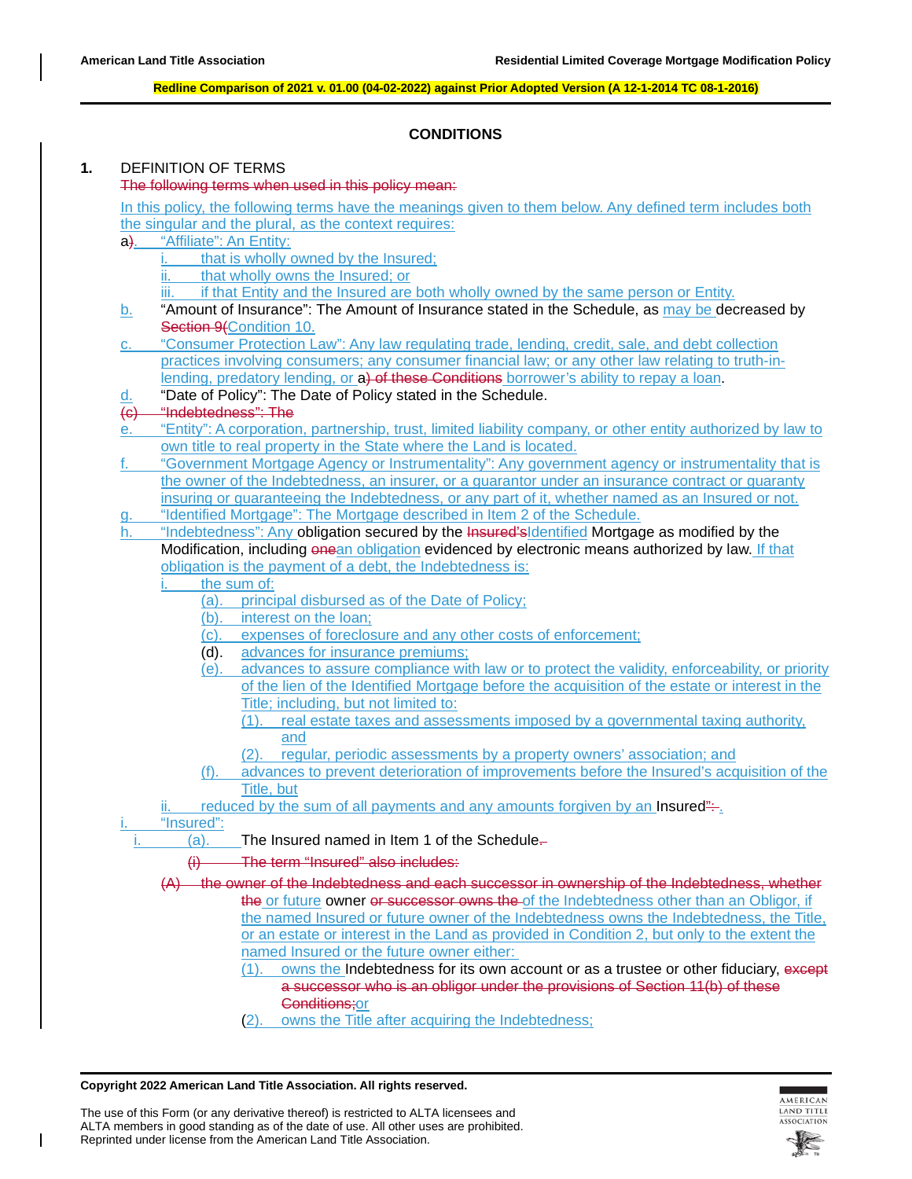**CONDITIONS**

**1.** DEFINITION OF TERMS

~~The following terms when used in this policy mean:~~

In this policy, the following terms have the meanings given to them below. Any defined term includes both the singular and the plural, as the context requires:

a~~)~~. "Affiliate": An Entity:

i. that is wholly owned by the Insured;

ii. that wholly owns the Insured; or

iii. if that Entity and the Insured are both wholly owned by the same person or Entity.

b. "Amount of Insurance": The Amount of Insurance stated in the Schedule, as may be decreased by ~~Section 9(~~Condition 10.

c. "Consumer Protection Law": Any law regulating trade, lending, credit, sale, and debt collection practices involving consumers; any consumer financial law; or any other law relating to truth-in-lending, predatory lending, or a~~) of these Conditions~~ borrower's ability to repay a loan.

d. "Date of Policy": The Date of Policy stated in the Schedule.

~~(c) "Indebtedness": The~~

e. "Entity": A corporation, partnership, trust, limited liability company, or other entity authorized by law to own title to real property in the State where the Land is located.

f. "Government Mortgage Agency or Instrumentality": Any government agency or instrumentality that is the owner of the Indebtedness, an insurer, or a guarantor under an insurance contract or guaranty insuring or guaranteeing the Indebtedness, or any part of it, whether named as an Insured or not.

g. "Identified Mortgage": The Mortgage described in Item 2 of the Schedule.

h. "Indebtedness": Any obligation secured by the ~~Insured's~~Identified Mortgage as modified by the Modification, including ~~one~~an obligation evidenced by electronic means authorized by law. If that obligation is the payment of a debt, the Indebtedness is:

i. the sum of:

(a). principal disbursed as of the Date of Policy;

(b). interest on the loan;

(c). expenses of foreclosure and any other costs of enforcement;

(d). advances for insurance premiums;

(e). advances to assure compliance with law or to protect the validity, enforceability, or priority of the lien of the Identified Mortgage before the acquisition of the estate or interest in the Title; including, but not limited to:

(1). real estate taxes and assessments imposed by a governmental taxing authority, and

(2). regular, periodic assessments by a property owners' association; and

(f). advances to prevent deterioration of improvements before the Insured's acquisition of the Title, but

ii. reduced by the sum of all payments and any amounts forgiven by an Insured~~":~~ .

i. "Insured":

i. (a). The Insured named in Item 1 of the Schedule~~.~~

~~(i) The term "Insured" also includes:~~

~~(A) the owner of the Indebtedness and each successor in ownership of the Indebtedness, whether the~~ or future owner ~~or successor owns the~~ of the Indebtedness other than an Obligor, if the named Insured or future owner of the Indebtedness owns the Indebtedness, the Title, or an estate or interest in the Land as provided in Condition 2, but only to the extent the named Insured or the future owner either:

(1). owns the Indebtedness for its own account or as a trustee or other fiduciary, ~~except a successor who is an obligor under the provisions of Section 11(b) of these Conditions;~~or

(2). owns the Title after acquiring the Indebtedness;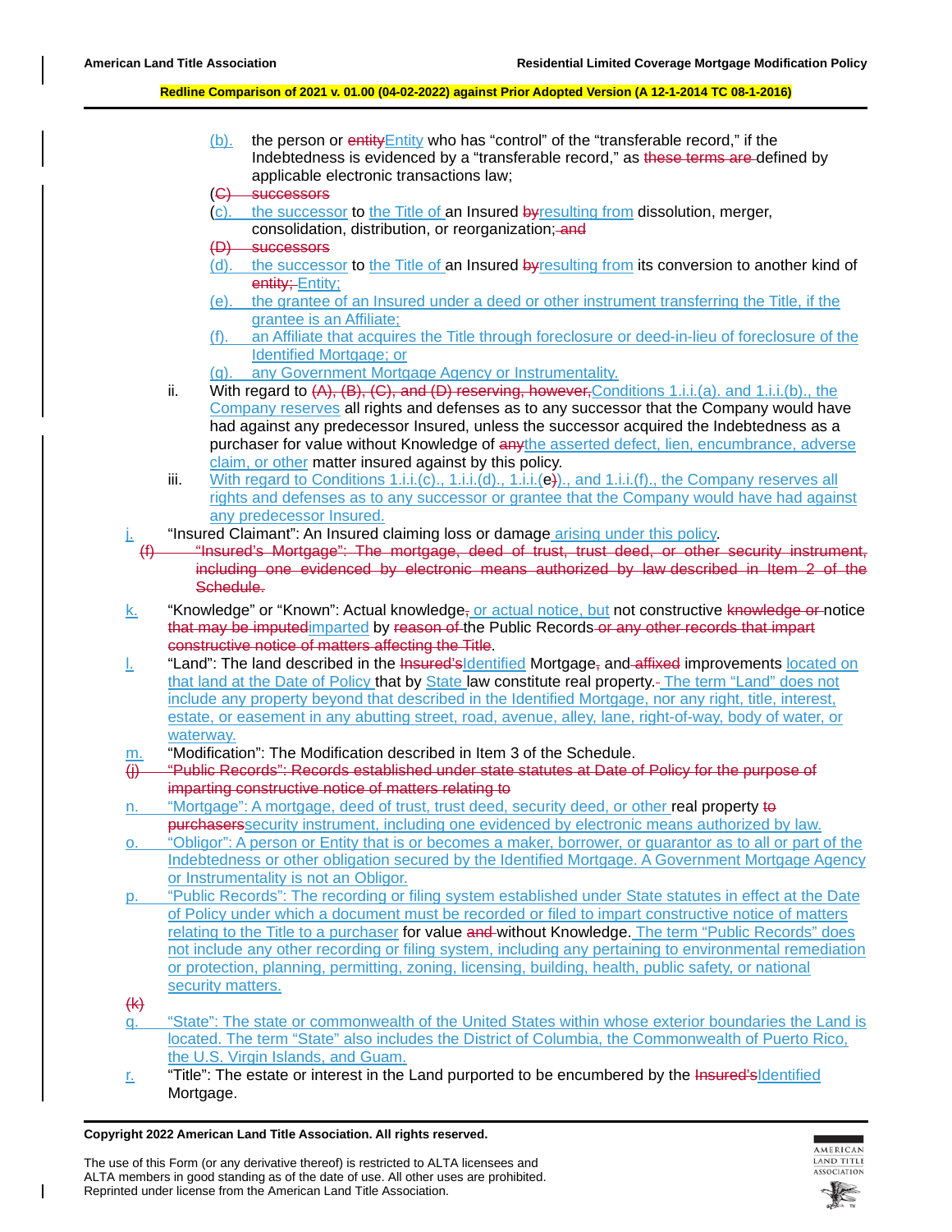(b). the person or entityEntity who has "control" of the "transferable record," if the Indebtedness is evidenced by a "transferable record," as these terms are defined by applicable electronic transactions law;

(C) successors

(c). the successor to the Title of an Insured byresulting from dissolution, merger, consolidation, distribution, or reorganization; and

(D) successors

(d). the successor to the Title of an Insured byresulting from its conversion to another kind of entity; Entity;

(e). the grantee of an Insured under a deed or other instrument transferring the Title, if the grantee is an Affiliate;

(f). an Affiliate that acquires the Title through foreclosure or deed-in-lieu of foreclosure of the Identified Mortgage; or

(g). any Government Mortgage Agency or Instrumentality.

ii. With regard to (A), (B), (C), and (D) reserving, however,Conditions 1.i.i.(a). and 1.i.i.(b)., the Company reserves all rights and defenses as to any successor that the Company would have had against any predecessor Insured, unless the successor acquired the Indebtedness as a purchaser for value without Knowledge of anythe asserted defect, lien, encumbrance, adverse claim, or other matter insured against by this policy.

iii. With regard to Conditions 1.i.i.(c)., 1.i.i.(d)., 1.i.i.(e)., and 1.i.i.(f)., the Company reserves all rights and defenses as to any successor or grantee that the Company would have had against any predecessor Insured.

j. "Insured Claimant": An Insured claiming loss or damage arising under this policy.

(f) "Insured's Mortgage": The mortgage, deed of trust, trust deed, or other security instrument, including one evidenced by electronic means authorized by law described in Item 2 of the Schedule.

k. "Knowledge" or "Known": Actual knowledge, or actual notice, but not constructive knowledge or notice that may be imputedimparted by reason of the Public Records or any other records that impart constructive notice of matters affecting the Title.

l. "Land": The land described in the Insured'sIdentified Mortgage, and affixed improvements located on that land at the Date of Policy that by State law constitute real property. The term "Land" does not include any property beyond that described in the Identified Mortgage, nor any right, title, interest, estate, or easement in any abutting street, road, avenue, alley, lane, right-of-way, body of water, or waterway.

m. "Modification": The Modification described in Item 3 of the Schedule.

(j) "Public Records": Records established under state statutes at Date of Policy for the purpose of imparting constructive notice of matters relating to

n. "Mortgage": A mortgage, deed of trust, trust deed, security deed, or other real property to purchaserssecurity instrument, including one evidenced by electronic means authorized by law.

o. "Obligor": A person or Entity that is or becomes a maker, borrower, or guarantor as to all or part of the Indebtedness or other obligation secured by the Identified Mortgage. A Government Mortgage Agency or Instrumentality is not an Obligor.

p. "Public Records": The recording or filing system established under State statutes in effect at the Date of Policy under which a document must be recorded or filed to impart constructive notice of matters relating to the Title to a purchaser for value and without Knowledge. The term "Public Records" does not include any other recording or filing system, including any pertaining to environmental remediation or protection, planning, permitting, zoning, licensing, building, health, public safety, or national security matters.

(k)

q. "State": The state or commonwealth of the United States within whose exterior boundaries the Land is located. The term "State" also includes the District of Columbia, the Commonwealth of Puerto Rico, the U.S. Virgin Islands, and Guam.

r. "Title": The estate or interest in the Land purported to be encumbered by the Insured'sIdentified Mortgage.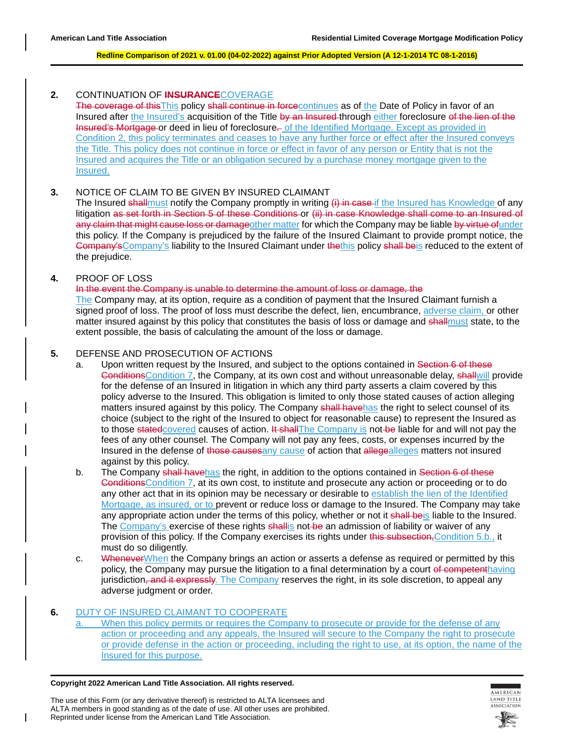**2.** CONTINUATION OF ~~INSURANCE~~COVERAGE

~~The coverage of this~~This policy ~~shall continue in force~~continues as of the Date of Policy in favor of an Insured after the Insured's acquisition of the Title ~~by an Insured~~ through either foreclosure ~~of the lien of the Insured's Mortgage~~ or deed in lieu of foreclosure~~.~~ of the Identified Mortgage. Except as provided in Condition 2, this policy terminates and ceases to have any further force or effect after the Insured conveys the Title. This policy does not continue in force or effect in favor of any person or Entity that is not the Insured and acquires the Title or an obligation secured by a purchase money mortgage given to the Insured.

**3.** NOTICE OF CLAIM TO BE GIVEN BY INSURED CLAIMANT

The Insured ~~shall~~must notify the Company promptly in writing ~~(i) in case~~ if the Insured has Knowledge of any litigation ~~as set forth in Section 5 of these Conditions~~ or ~~(ii) in case Knowledge shall come to an Insured of any claim that might cause loss or damage~~other matter for which the Company may be liable ~~by virtue of~~under this policy. If the Company is prejudiced by the failure of the Insured Claimant to provide prompt notice, the ~~Company's~~Company's liability to the Insured Claimant under ~~the~~this policy ~~shall be~~is reduced to the extent of the prejudice.

**4.** PROOF OF LOSS

~~In the event the Company is unable to determine the amount of loss or damage, the~~

The Company may, at its option, require as a condition of payment that the Insured Claimant furnish a signed proof of loss. The proof of loss must describe the defect, lien, encumbrance, adverse claim, or other matter insured against by this policy that constitutes the basis of loss or damage and ~~shall~~must state, to the extent possible, the basis of calculating the amount of the loss or damage.

**5.** DEFENSE AND PROSECUTION OF ACTIONS

a. Upon written request by the Insured, and subject to the options contained in ~~Section 6 of these Conditions~~Condition 7, the Company, at its own cost and without unreasonable delay, ~~shall~~will provide for the defense of an Insured in litigation in which any third party asserts a claim covered by this policy adverse to the Insured. This obligation is limited to only those stated causes of action alleging matters insured against by this policy. The Company ~~shall have~~has the right to select counsel of its choice (subject to the right of the Insured to object for reasonable cause) to represent the Insured as to those ~~stated~~covered causes of action. ~~It shall~~The Company is not ~~be~~ liable for and will not pay the fees of any other counsel. The Company will not pay any fees, costs, or expenses incurred by the Insured in the defense of ~~those causes~~any cause of action that ~~allege~~alleges matters not insured against by this policy.

b. The Company ~~shall have~~has the right, in addition to the options contained in ~~Section 6 of these Conditions~~Condition 7, at its own cost, to institute and prosecute any action or proceeding or to do any other act that in its opinion may be necessary or desirable to establish the lien of the Identified Mortgage, as insured, or to prevent or reduce loss or damage to the Insured. The Company may take any appropriate action under the terms of this policy, whether or not it ~~shall be~~is liable to the Insured. The Company's exercise of these rights ~~shall~~is not ~~be~~ an admission of liability or waiver of any provision of this policy. If the Company exercises its rights under ~~this subsection,~~Condition 5.b., it must do so diligently.

c. ~~Whenever~~When the Company brings an action or asserts a defense as required or permitted by this policy, the Company may pursue the litigation to a final determination by a court ~~of competent~~having jurisdiction~~, and it expressly~~. The Company reserves the right, in its sole discretion, to appeal any adverse judgment or order.

**6.** DUTY OF INSURED CLAIMANT TO COOPERATE

a. When this policy permits or requires the Company to prosecute or provide for the defense of any action or proceeding and any appeals, the Insured will secure to the Company the right to prosecute or provide defense in the action or proceeding, including the right to use, at its option, the name of the Insured for this purpose.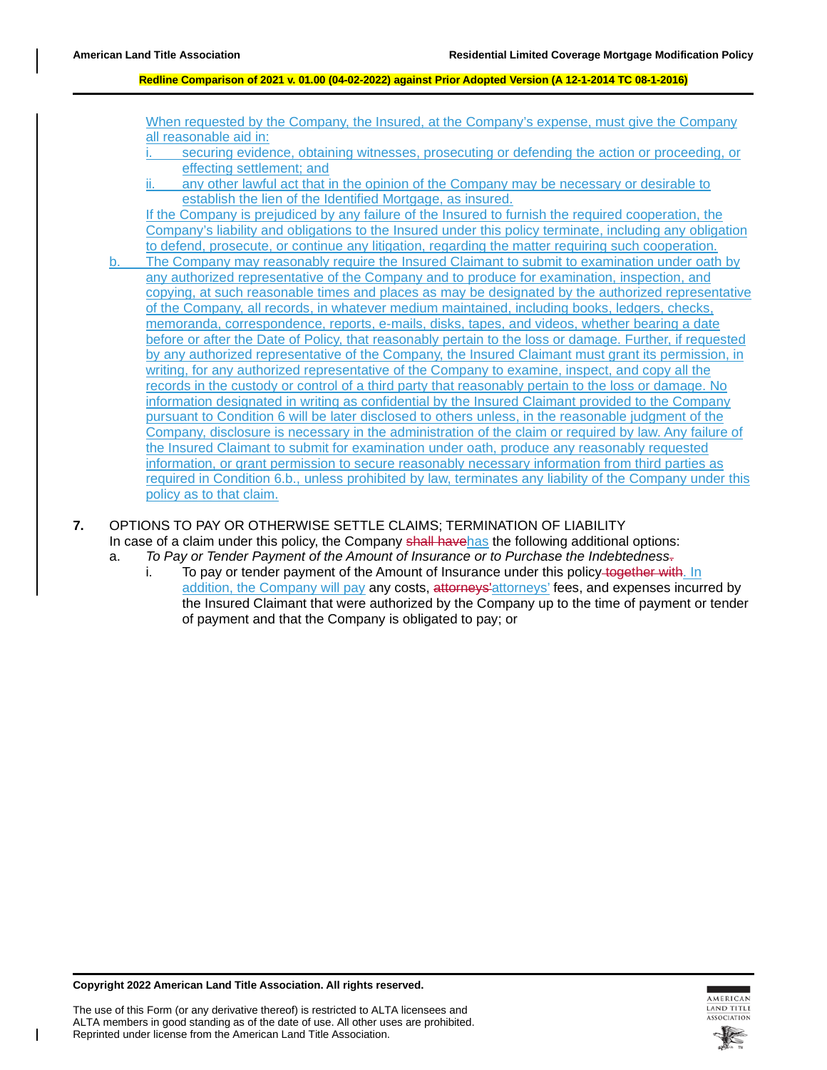When requested by the Company, the Insured, at the Company's expense, must give the Company all reasonable aid in:

i. securing evidence, obtaining witnesses, prosecuting or defending the action or proceeding, or effecting settlement; and

ii. any other lawful act that in the opinion of the Company may be necessary or desirable to establish the lien of the Identified Mortgage, as insured.

If the Company is prejudiced by any failure of the Insured to furnish the required cooperation, the Company's liability and obligations to the Insured under this policy terminate, including any obligation to defend, prosecute, or continue any litigation, regarding the matter requiring such cooperation.

b. The Company may reasonably require the Insured Claimant to submit to examination under oath by any authorized representative of the Company and to produce for examination, inspection, and copying, at such reasonable times and places as may be designated by the authorized representative of the Company, all records, in whatever medium maintained, including books, ledgers, checks, memoranda, correspondence, reports, e-mails, disks, tapes, and videos, whether bearing a date before or after the Date of Policy, that reasonably pertain to the loss or damage. Further, if requested by any authorized representative of the Company, the Insured Claimant must grant its permission, in writing, for any authorized representative of the Company to examine, inspect, and copy all the records in the custody or control of a third party that reasonably pertain to the loss or damage. No information designated in writing as confidential by the Insured Claimant provided to the Company pursuant to Condition 6 will be later disclosed to others unless, in the reasonable judgment of the Company, disclosure is necessary in the administration of the claim or required by law. Any failure of the Insured Claimant to submit for examination under oath, produce any reasonably requested information, or grant permission to secure reasonably necessary information from third parties as required in Condition 6.b., unless prohibited by law, terminates any liability of the Company under this policy as to that claim.

**7.** OPTIONS TO PAY OR OTHERWISE SETTLE CLAIMS; TERMINATION OF LIABILITY

In case of a claim under this policy, the Company ~~shall have~~has the following additional options:

a. *To Pay or Tender Payment of the Amount of Insurance or to Purchase the Indebtedness~~.~~*

i. To pay or tender payment of the Amount of Insurance under this policy ~~together with~~. In addition, the Company will pay any costs, ~~attorneys'~~attorneys' fees, and expenses incurred by the Insured Claimant that were authorized by the Company up to the time of payment or tender of payment and that the Company is obligated to pay; or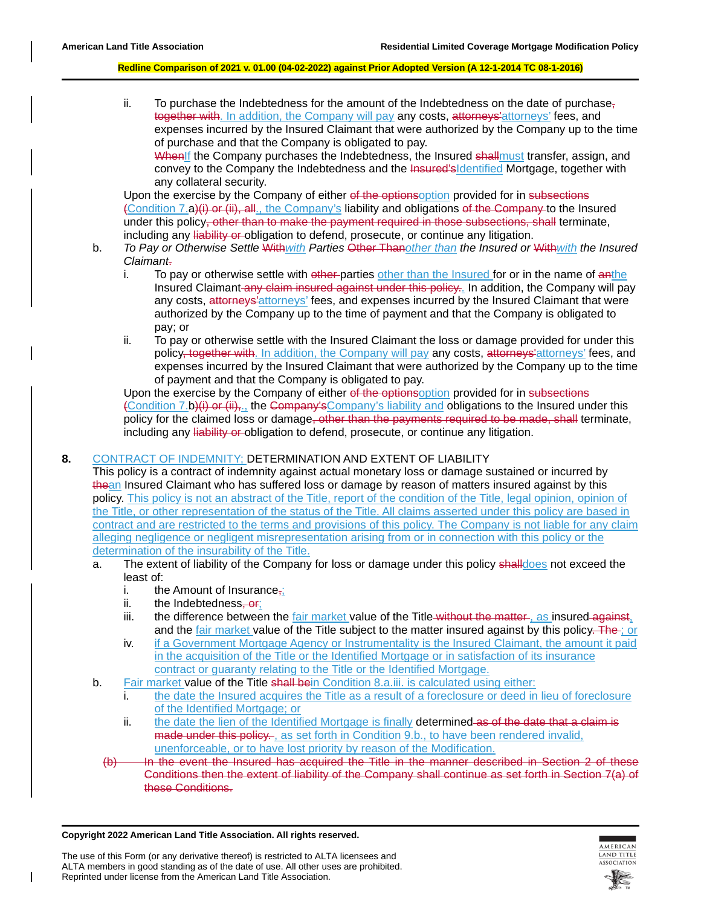Redline Comparison of 2021 v. 01.00 (04-02-2022) against Prior Adopted Version (A 12-1-2014 TC 08-1-2016)

ii. To purchase the Indebtedness for the amount of the Indebtedness on the date of purchase~~,~~ ~~together with~~. In addition, the Company will pay any costs, ~~attorneys'~~attorneys' fees, and expenses incurred by the Insured Claimant that were authorized by the Company up to the time of purchase and that the Company is obligated to pay.

~~When~~If the Company purchases the Indebtedness, the Insured ~~shall~~must transfer, assign, and convey to the Company the Indebtedness and the ~~Insured's~~Identified Mortgage, together with any collateral security.

Upon the exercise by the Company of either ~~of the options~~option provided for in ~~subsections~~ ~~(~~Condition 7.a~~)(i) or (ii), all~~., the Company's liability and obligations ~~of the Company~~ to the Insured under this policy~~, other than to make the payment required in those subsections, shall~~ terminate, including any ~~liability or~~ obligation to defend, prosecute, or continue any litigation.

b. *To Pay or Otherwise Settle ~~With~~with Parties ~~Other Than~~other than the Insured or ~~With~~with the Insured Claimant~~.~~*

i. To pay or otherwise settle with ~~other~~ parties other than the Insured for or in the name of ~~an~~the Insured Claimant ~~any claim insured against under this policy.~~. In addition, the Company will pay any costs, ~~attorneys'~~attorneys' fees, and expenses incurred by the Insured Claimant that were authorized by the Company up to the time of payment and that the Company is obligated to pay; or

ii. To pay or otherwise settle with the Insured Claimant the loss or damage provided for under this policy~~, together with~~. In addition, the Company will pay any costs, ~~attorneys'~~attorneys' fees, and expenses incurred by the Insured Claimant that were authorized by the Company up to the time of payment and that the Company is obligated to pay.

Upon the exercise by the Company of either ~~of the options~~option provided for in ~~subsections~~ ~~(~~Condition 7.b~~)(i) or (ii),~~., the ~~Company's~~Company's liability and obligations to the Insured under this policy for the claimed loss or damage~~, other than the payments required to be made, shall~~ terminate, including any ~~liability or~~ obligation to defend, prosecute, or continue any litigation.

**8.** CONTRACT OF INDEMNITY; DETERMINATION AND EXTENT OF LIABILITY

This policy is a contract of indemnity against actual monetary loss or damage sustained or incurred by ~~the~~an Insured Claimant who has suffered loss or damage by reason of matters insured against by this policy. This policy is not an abstract of the Title, report of the condition of the Title, legal opinion, opinion of the Title, or other representation of the status of the Title. All claims asserted under this policy are based in contract and are restricted to the terms and provisions of this policy. The Company is not liable for any claim alleging negligence or negligent misrepresentation arising from or in connection with this policy or the determination of the insurability of the Title.

a. The extent of liability of the Company for loss or damage under this policy ~~shall~~does not exceed the least of:

i. the Amount of Insurance~~,~~;

ii. the Indebtedness~~, or~~;

iii. the difference between the fair market value of the Title ~~without the matter~~ , as insured ~~against~~, and the fair market value of the Title subject to the matter insured against by this policy~~. The~~ ; or

iv. if a Government Mortgage Agency or Instrumentality is the Insured Claimant, the amount it paid in the acquisition of the Title or the Identified Mortgage or in satisfaction of its insurance contract or guaranty relating to the Title or the Identified Mortgage.

b. Fair market value of the Title ~~shall be~~in Condition 8.a.iii. is calculated using either:

i. the date the Insured acquires the Title as a result of a foreclosure or deed in lieu of foreclosure of the Identified Mortgage; or

ii. the date the lien of the Identified Mortgage is finally determined ~~as of the date that a claim is made under this policy.~~ , as set forth in Condition 9.b., to have been rendered invalid, unenforceable, or to have lost priority by reason of the Modification.

~~(b) In the event the Insured has acquired the Title in the manner described in Section 2 of these Conditions then the extent of liability of the Company shall continue as set forth in Section 7(a) of these Conditions.~~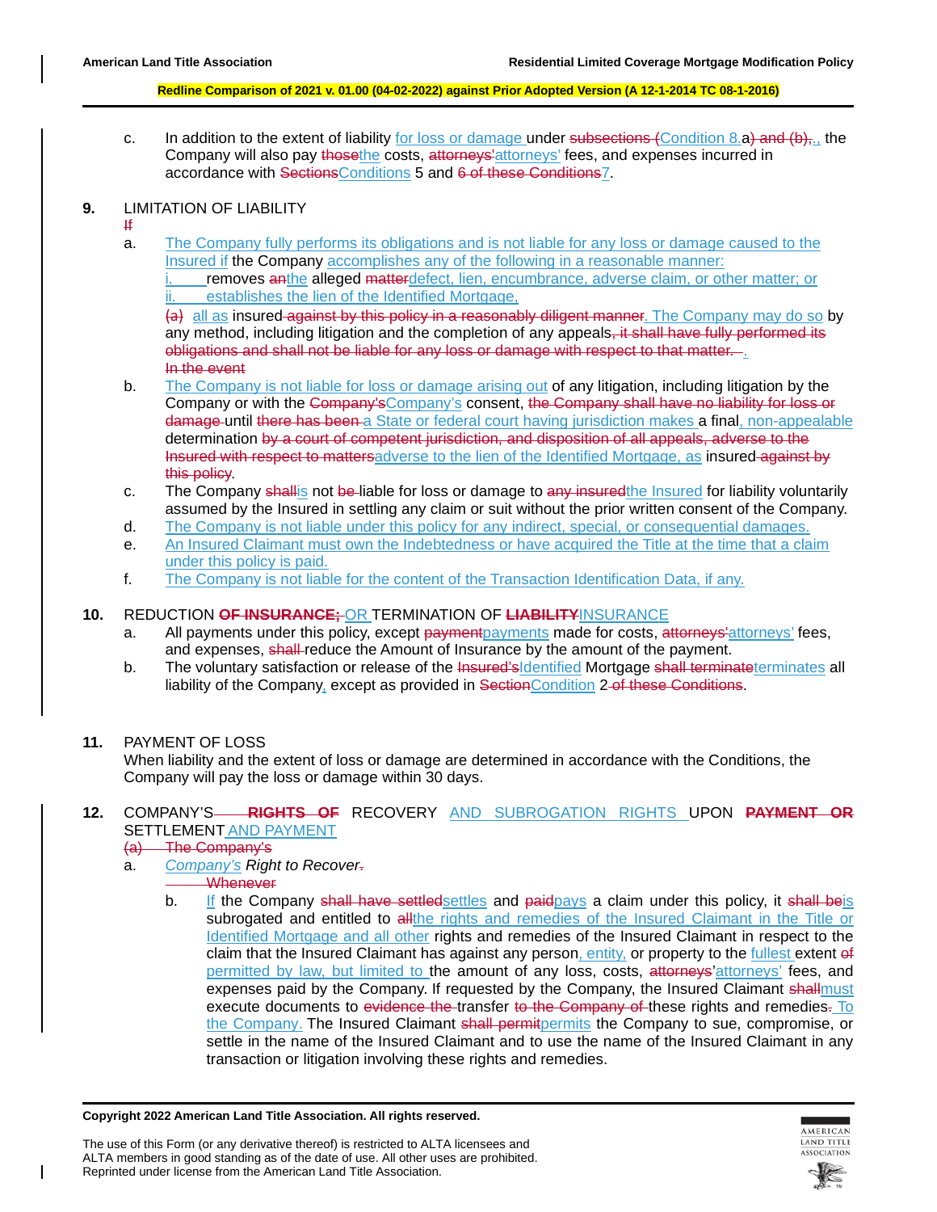c. In addition to the extent of liability for loss or damage under ~~subsections (~~Condition 8.a~~) and (b),~~, the Company will also pay ~~those~~the costs, ~~attorneys'~~attorneys' fees, and expenses incurred in accordance with ~~Sections~~Conditions 5 and ~~6 of these Conditions~~7.

**9.** LIMITATION OF LIABILITY

~~If~~

a. The Company fully performs its obligations and is not liable for any loss or damage caused to the Insured if the Company accomplishes any of the following in a reasonable manner:

i. removes ~~an~~the alleged ~~matter~~defect, lien, encumbrance, adverse claim, or other matter; or

ii. establishes the lien of the Identified Mortgage,

~~(a)~~ all as insured ~~against by this policy in a reasonably diligent manner~~. The Company may do so by any method, including litigation and the completion of any appeals~~, it shall have fully performed its obligations and shall not be liable for any loss or damage with respect to that matter.~~ .

~~In the event~~

b. The Company is not liable for loss or damage arising out of any litigation, including litigation by the Company or with the ~~Company's~~Company's consent, ~~the Company shall have no liability for loss or damage~~ until ~~there has been~~ a State or federal court having jurisdiction makes a final, non-appealable determination ~~by a court of competent jurisdiction, and disposition of all appeals, adverse to the Insured with respect to matters~~adverse to the lien of the Identified Mortgage, as insured ~~against by this policy~~.

c. The Company ~~shall~~is not ~~be~~ liable for loss or damage to ~~any insured~~the Insured for liability voluntarily assumed by the Insured in settling any claim or suit without the prior written consent of the Company.

d. The Company is not liable under this policy for any indirect, special, or consequential damages.

e. An Insured Claimant must own the Indebtedness or have acquired the Title at the time that a claim under this policy is paid.

f. The Company is not liable for the content of the Transaction Identification Data, if any.

**10.** REDUCTION ~~**OF INSURANCE;**~~ OR TERMINATION OF ~~**LIABILITY**~~INSURANCE

a. All payments under this policy, except ~~payment~~payments made for costs, ~~attorneys'~~attorneys' fees, and expenses, ~~shall~~ reduce the Amount of Insurance by the amount of the payment.

b. The voluntary satisfaction or release of the ~~Insured's~~Identified Mortgage ~~shall terminate~~terminates all liability of the Company, except as provided in ~~Section~~Condition 2 ~~of these Conditions~~.

**11.** PAYMENT OF LOSS

When liability and the extent of loss or damage are determined in accordance with the Conditions, the Company will pay the loss or damage within 30 days.

**12.** COMPANY'S ~~**RIGHTS OF**~~ RECOVERY AND SUBROGATION RIGHTS UPON ~~**PAYMENT OR**~~ SETTLEMENT AND PAYMENT

~~(a) The Company's~~

a. *Company's Right to Recover*~~.~~

~~Whenever~~

b. If the Company ~~shall have settled~~settles and ~~paid~~pays a claim under this policy, it ~~shall be~~is subrogated and entitled to ~~all~~the rights and remedies of the Insured Claimant in the Title or Identified Mortgage and all other rights and remedies of the Insured Claimant in respect to the claim that the Insured Claimant has against any person, entity, or property to the fullest extent ~~of~~ permitted by law, but limited to the amount of any loss, costs, ~~attorneys'~~attorneys' fees, and expenses paid by the Company. If requested by the Company, the Insured Claimant ~~shall~~must execute documents to ~~evidence the~~ transfer ~~to the Company of~~ these rights and remedies~~.~~ To the Company. The Insured Claimant ~~shall permit~~permits the Company to sue, compromise, or settle in the name of the Insured Claimant and to use the name of the Insured Claimant in any transaction or litigation involving these rights and remedies.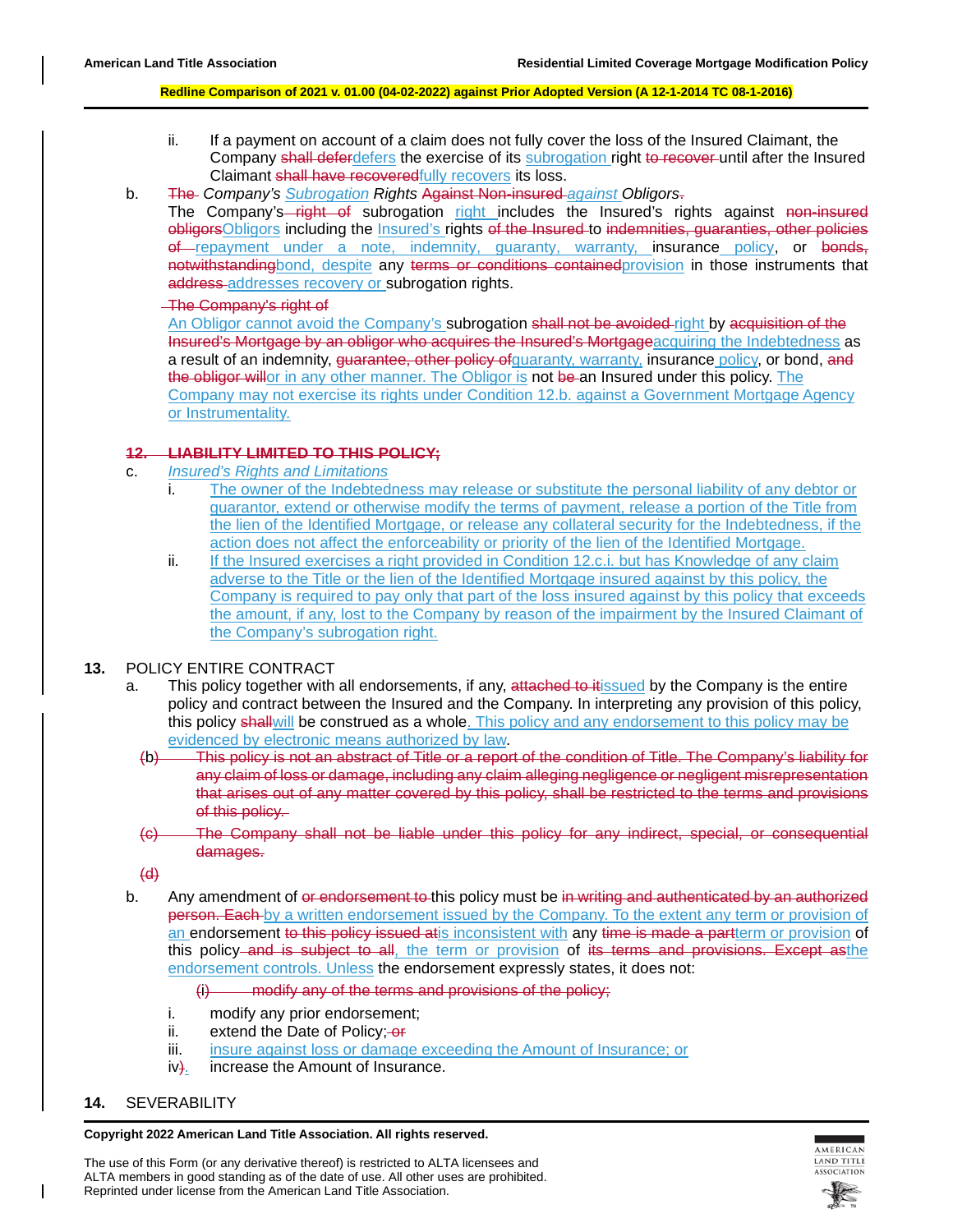ii. If a payment on account of a claim does not fully cover the loss of the Insured Claimant, the Company ~~shall defer~~defers the exercise of its subrogation right ~~to recover~~ until after the Insured Claimant ~~shall have recovered~~fully recovers its loss.

b. ~~The~~ *Company's Subrogation Rights ~~Against Non-insured~~ against Obligors*~~.~~

The Company's ~~right of~~ subrogation right includes the Insured's rights against ~~non-insured obligors~~Obligors including the Insured's rights ~~of the Insured~~ to ~~indemnities, guaranties, other policies of~~ repayment under a note, indemnity, guaranty, warranty, insurance policy, or ~~bonds, notwithstanding~~bond, despite any ~~terms or conditions contained~~provision in those instruments that ~~address~~ addresses recovery or subrogation rights.

~~The Company's right of~~ An Obligor cannot avoid the Company's subrogation ~~shall not be avoided~~ right by ~~acquisition of the Insured's Mortgage by an obligor who acquires the Insured's Mortgage~~acquiring the Indebtedness as a result of an indemnity, ~~guarantee, other policy of~~guaranty, warranty, insurance policy, or bond, ~~and the obligor will~~or in any other manner. The Obligor is not ~~be~~ an Insured under this policy. The Company may not exercise its rights under Condition 12.b. against a Government Mortgage Agency or Instrumentality.

~~**12. LIABILITY LIMITED TO THIS POLICY;**~~

c. *Insured's Rights and Limitations*

i. The owner of the Indebtedness may release or substitute the personal liability of any debtor or guarantor, extend or otherwise modify the terms of payment, release a portion of the Title from the lien of the Identified Mortgage, or release any collateral security for the Indebtedness, if the action does not affect the enforceability or priority of the lien of the Identified Mortgage.

ii. If the Insured exercises a right provided in Condition 12.c.i. but has Knowledge of any claim adverse to the Title or the lien of the Identified Mortgage insured against by this policy, the Company is required to pay only that part of the loss insured against by this policy that exceeds the amount, if any, lost to the Company by reason of the impairment by the Insured Claimant of the Company's subrogation right.

**13.** POLICY ENTIRE CONTRACT

a. This policy together with all endorsements, if any, ~~attached to it~~issued by the Company is the entire policy and contract between the Insured and the Company. In interpreting any provision of this policy, this policy ~~shall~~will be construed as a whole. This policy and any endorsement to this policy may be evidenced by electronic means authorized by law.

~~(b) This policy is not an abstract of Title or a report of the condition of Title. The Company's liability for any claim of loss or damage, including any claim alleging negligence or negligent misrepresentation that arises out of any matter covered by this policy, shall be restricted to the terms and provisions of this policy.~~

~~(c) The Company shall not be liable under this policy for any indirect, special, or consequential damages.~~

~~(d)~~

b. Any amendment of ~~or endorsement to~~ this policy must be ~~in writing and authenticated by an authorized person. Each~~ by a written endorsement issued by the Company. To the extent any term or provision of an endorsement ~~to this policy issued at~~is inconsistent with any ~~time is made a part~~term or provision of this policy ~~and is subject to all~~, the term or provision of ~~its terms and provisions. Except as~~the endorsement controls. Unless the endorsement expressly states, it does not:

~~(i) modify any of the terms and provisions of the policy;~~

i. modify any prior endorsement;

ii. extend the Date of Policy; ~~or~~

iii. insure against loss or damage exceeding the Amount of Insurance; or

iv~~)~~. increase the Amount of Insurance.

**14.** SEVERABILITY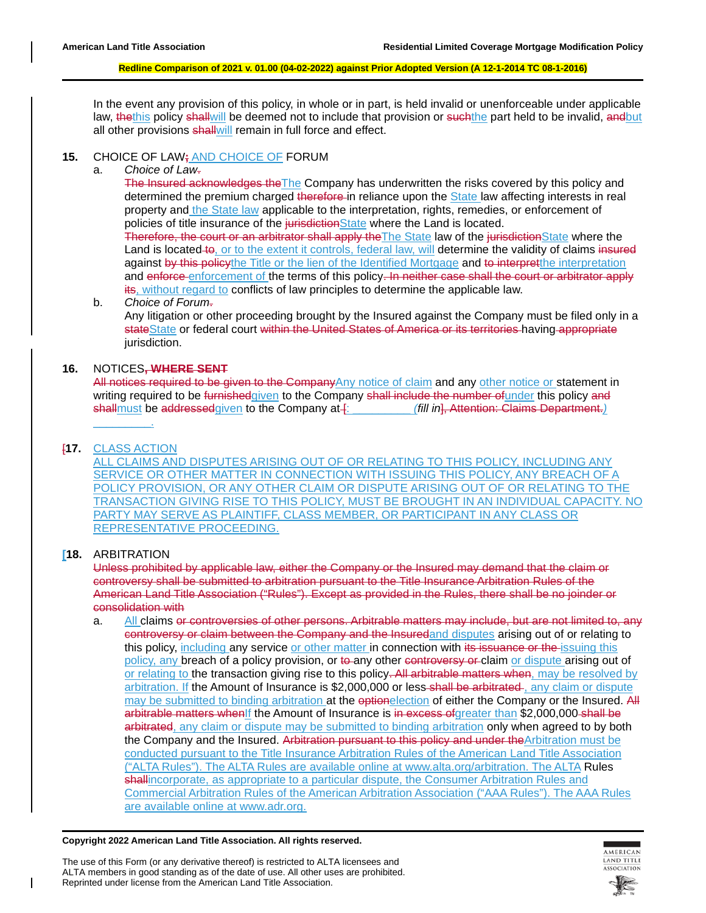In the event any provision of this policy, in whole or in part, is held invalid or unenforceable under applicable law, ~~the~~this policy ~~shall~~will be deemed not to include that provision or ~~such~~the part held to be invalid, ~~and~~but all other provisions ~~shall~~will remain in full force and effect.

**15.** CHOICE OF LAW~~;~~ AND CHOICE OF FORUM

a. *Choice of Law~~.~~*

~~The Insured acknowledges the~~The Company has underwritten the risks covered by this policy and determined the premium charged ~~therefore~~ in reliance upon the State law affecting interests in real property and the State law applicable to the interpretation, rights, remedies, or enforcement of policies of title insurance of the ~~jurisdiction~~State where the Land is located.

~~Therefore, the court or an arbitrator shall apply the~~The State law of the ~~jurisdiction~~State where the Land is located ~~to~~, or to the extent it controls, federal law, will determine the validity of claims ~~insured~~ against ~~by this policy~~the Title or the lien of the Identified Mortgage and ~~to interpret~~the interpretation and ~~enforce~~ enforcement of the terms of this policy~~. In neither case shall the court or arbitrator apply its~~, without regard to conflicts of law principles to determine the applicable law.

b. *Choice of Forum~~.~~*

Any litigation or other proceeding brought by the Insured against the Company must be filed only in a ~~state~~State or federal court ~~within the United States of America or its territories~~ having ~~appropriate~~ jurisdiction.

**16.** NOTICES~~, WHERE SENT~~

~~All notices required to be given to the Company~~Any notice of claim and any other notice or statement in writing required to be ~~furnished~~given to the Company ~~shall include the number of~~under this policy ~~and shall~~must be ~~addressed~~given to the Company at ~~[~~: __________ *(fill in*~~], Attention: Claims Department.~~*)* __________.

~~[~~**17.** CLASS ACTION

ALL CLAIMS AND DISPUTES ARISING OUT OF OR RELATING TO THIS POLICY, INCLUDING ANY SERVICE OR OTHER MATTER IN CONNECTION WITH ISSUING THIS POLICY, ANY BREACH OF A POLICY PROVISION, OR ANY OTHER CLAIM OR DISPUTE ARISING OUT OF OR RELATING TO THE TRANSACTION GIVING RISE TO THIS POLICY, MUST BE BROUGHT IN AN INDIVIDUAL CAPACITY. NO PARTY MAY SERVE AS PLAINTIFF, CLASS MEMBER, OR PARTICIPANT IN ANY CLASS OR REPRESENTATIVE PROCEEDING.

[**18.** ARBITRATION

~~Unless prohibited by applicable law, either the Company or the Insured may demand that the claim or controversy shall be submitted to arbitration pursuant to the Title Insurance Arbitration Rules of the American Land Title Association ("Rules"). Except as provided in the Rules, there shall be no joinder or consolidation with~~

a. All claims ~~or controversies of other persons. Arbitrable matters may include, but are not limited to, any controversy or claim between the Company and the Insured~~and disputes arising out of or relating to this policy, including any service or other matter in connection with ~~its issuance or the~~ issuing this policy, any breach of a policy provision, or ~~to~~ any other ~~controversy or~~ claim or dispute arising out of or relating to the transaction giving rise to this policy~~. All arbitrable matters when~~, may be resolved by arbitration. If the Amount of Insurance is $2,000,000 or less ~~shall be arbitrated~~ , any claim or dispute may be submitted to binding arbitration at the ~~option~~election of either the Company or the Insured. ~~All arbitrable matters when~~If the Amount of Insurance is ~~in excess of~~greater than $2,000,000 ~~shall be arbitrated~~, any claim or dispute may be submitted to binding arbitration only when agreed to by both the Company and the Insured. ~~Arbitration pursuant to this policy and under the~~Arbitration must be conducted pursuant to the Title Insurance Arbitration Rules of the American Land Title Association ("ALTA Rules"). The ALTA Rules are available online at www.alta.org/arbitration. The ALTA Rules ~~shall~~incorporate, as appropriate to a particular dispute, the Consumer Arbitration Rules and Commercial Arbitration Rules of the American Arbitration Association ("AAA Rules"). The AAA Rules are available online at www.adr.org.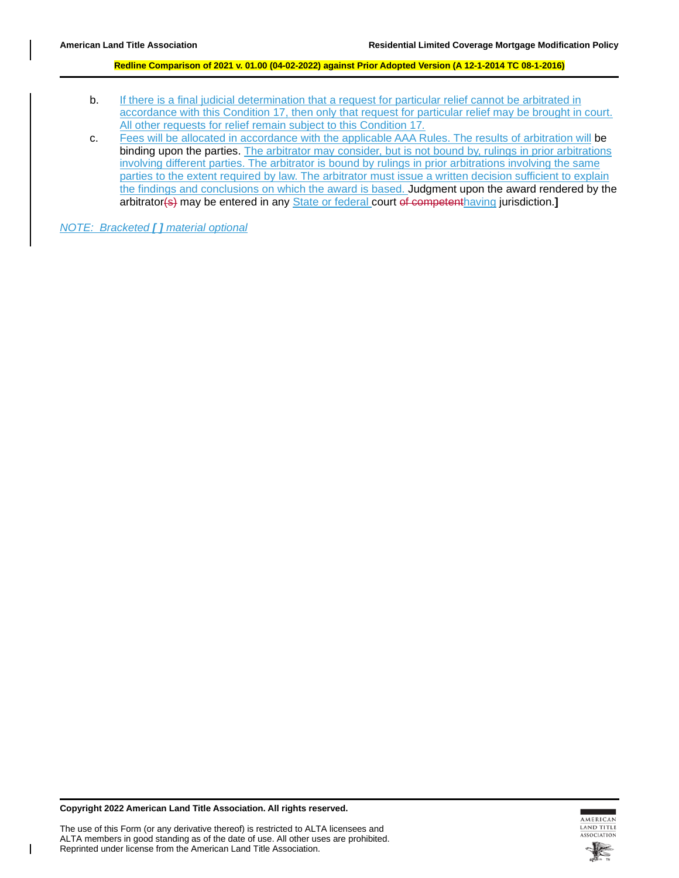b. If there is a final judicial determination that a request for particular relief cannot be arbitrated in accordance with this Condition 17, then only that request for particular relief may be brought in court. All other requests for relief remain subject to this Condition 17.

c. Fees will be allocated in accordance with the applicable AAA Rules. The results of arbitration will be binding upon the parties. The arbitrator may consider, but is not bound by, rulings in prior arbitrations involving different parties. The arbitrator is bound by rulings in prior arbitrations involving the same parties to the extent required by law. The arbitrator must issue a written decision sufficient to explain the findings and conclusions on which the award is based. Judgment upon the award rendered by the arbitrator~~(s)~~ may be entered in any State or federal court ~~of competent~~having jurisdiction.**]**

*NOTE: Bracketed **[ ]** material optional*

**Copyright 2022 American Land Title Association. All rights reserved.**

The use of this Form (or any derivative thereof) is restricted to ALTA licensees and ALTA members in good standing as of the date of use. All other uses are prohibited. Reprinted under license from the American Land Title Association.